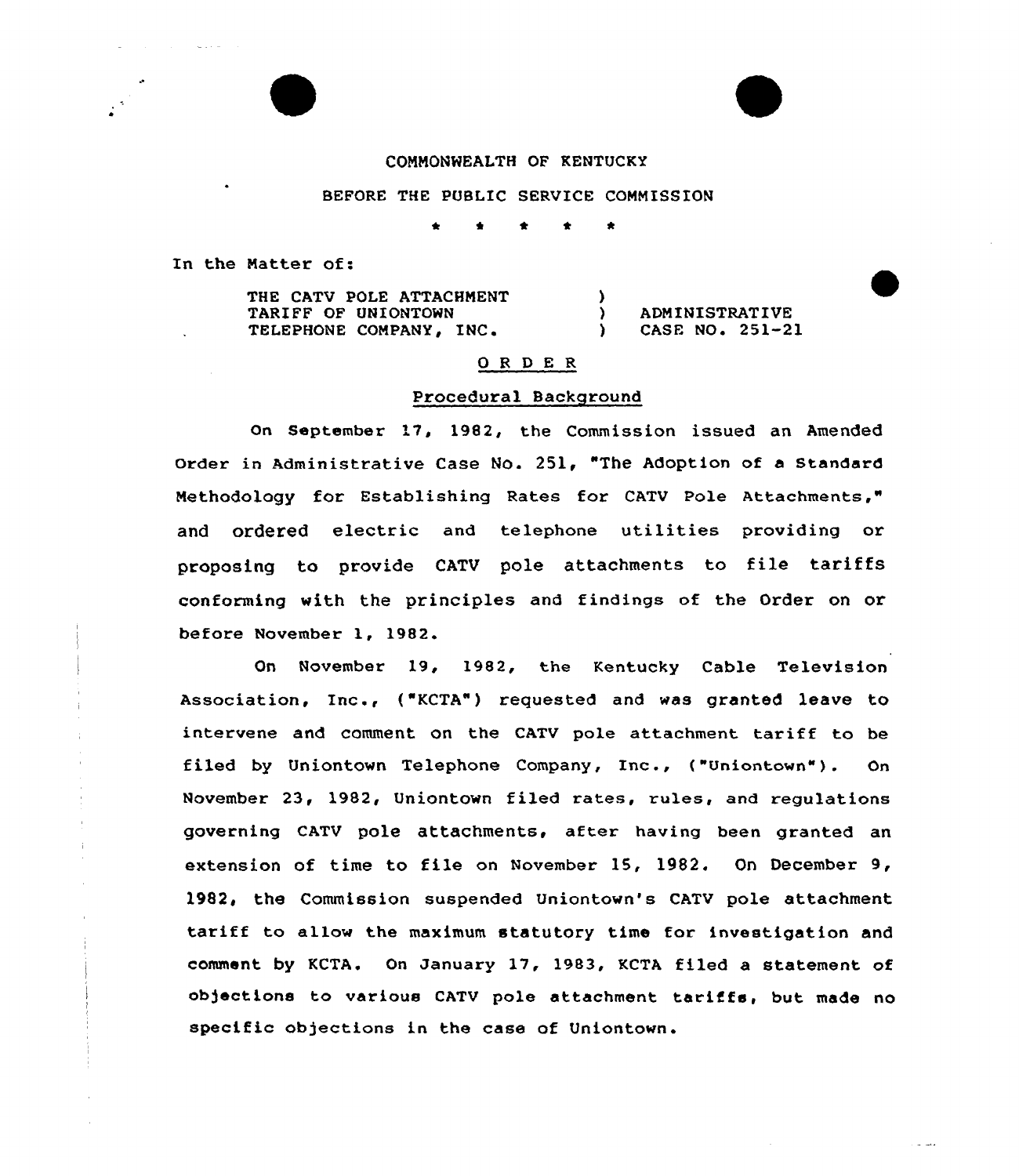COMMONWEALTH OF KENTUCKY

BEFORE THE PUBLIC SERVICE COMMISSION

\* \* \* \* \*

In the Matter of:

| | | |
|---|---|---|
| THE CATV POLE ATTACHMENT TARIFF OF UNIONTOWN TELEPHONE COMPANY, INC. | ) ) ) | ADMINISTRATIVE CASE NO. 251-21 |

## ORDER

### Procedural Background

On September 17, 1982, the Commission issued an Amended Order in Administrative Case No. 251, "The Adoption of a Standard Methodology for Establishing Rates for CATV Pole Attachments," and ordered electric and telephone utilities providing or proposing to provide CATV pole attachments to file tariffs conforming with the principles and findings of the Order on or before November 1, 1982.

On November 19, 1982, the Kentucky Cable Television Association, Inc., ("KCTA") requested and was granted leave to intervene and comment on the CATV pole attachment tariff to be filed by Uniontown Telephone Company, Inc., ("Uniontown"). On November 23, 1982, Uniontown filed rates, rules, and regulations governing CATV pole attachments, after having been granted an extension of time to file on November 15, 1982. On December 9, 1982, the Commission suspended Uniontown's CATV pole attachment tariff to allow the maximum statutory time for investigation and comment by KCTA. On January 17, 1983, KCTA filed a statement of objections to various CATV pole attachment tariffs, but made no specific objections in the case of Uniontown.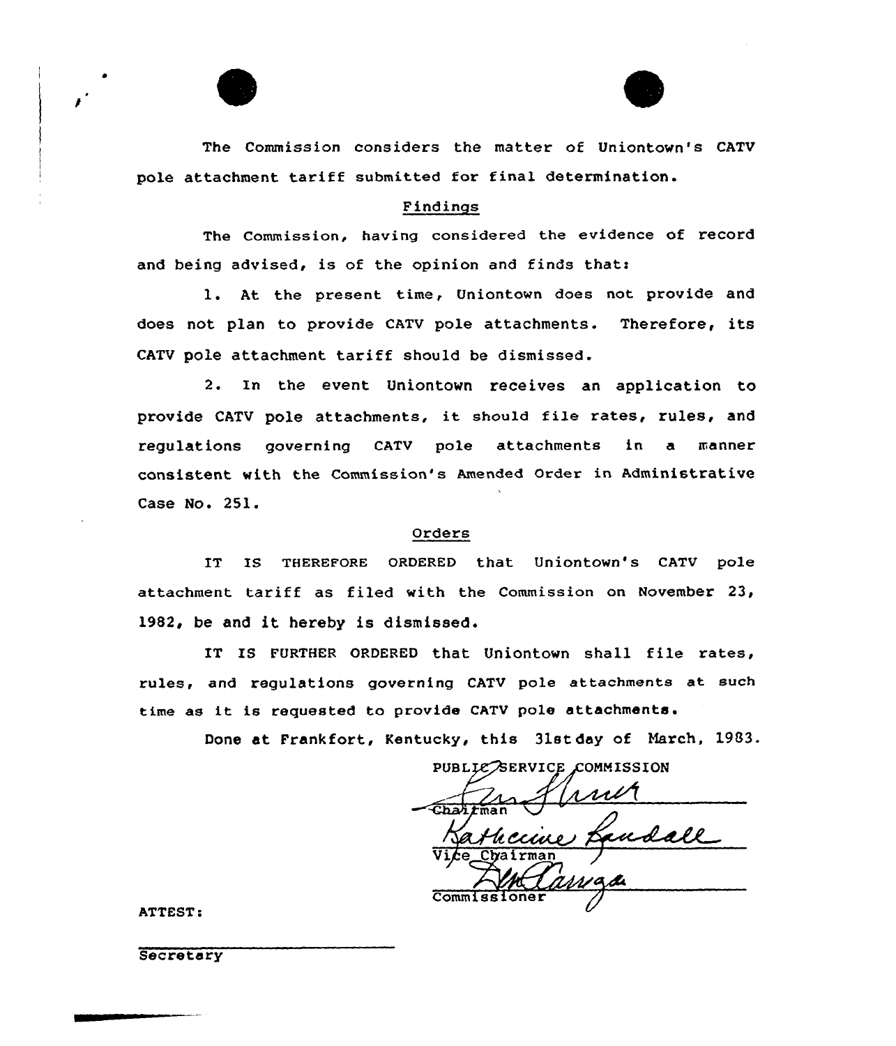The Commission considers the matter of Uniontown's CATV pole attachment tariff submitted for final determination.

## Findings

The Commission, having considered the evidence of record and being advised, is of the opinion and finds that:

1. At the present time, Uniontown does not provide and does not plan to provide CATV pole attachments. Therefore, its CATV pole attachment tariff should be dismissed.

2. In the event Uniontown receives an application to provide CATV pole attachments, it should file rates, rules, and regulations governing CATV pole attachments in a manner consistent with the Commission's Amended Order in Administrative Case No. 251.

## Orders

IT IS THEREFORE ORDERED that Uniontown's CATV pole attachment tariff as filed with the Commission on November 23, 1982, be and it hereby is dismissed.

IT IS FURTHER ORDERED that Uniontown shall file rates, rules, and regulations governing CATV pole attachments at such time as it is requested to provide CATV pole attachments.

Done at Frankfort, Kentucky, this 31st day of March, 1983.

PUBLIC SERVICE COMMISSION

Chairman

Vice Chairman

Commissioner

ATTEST:

Secretary